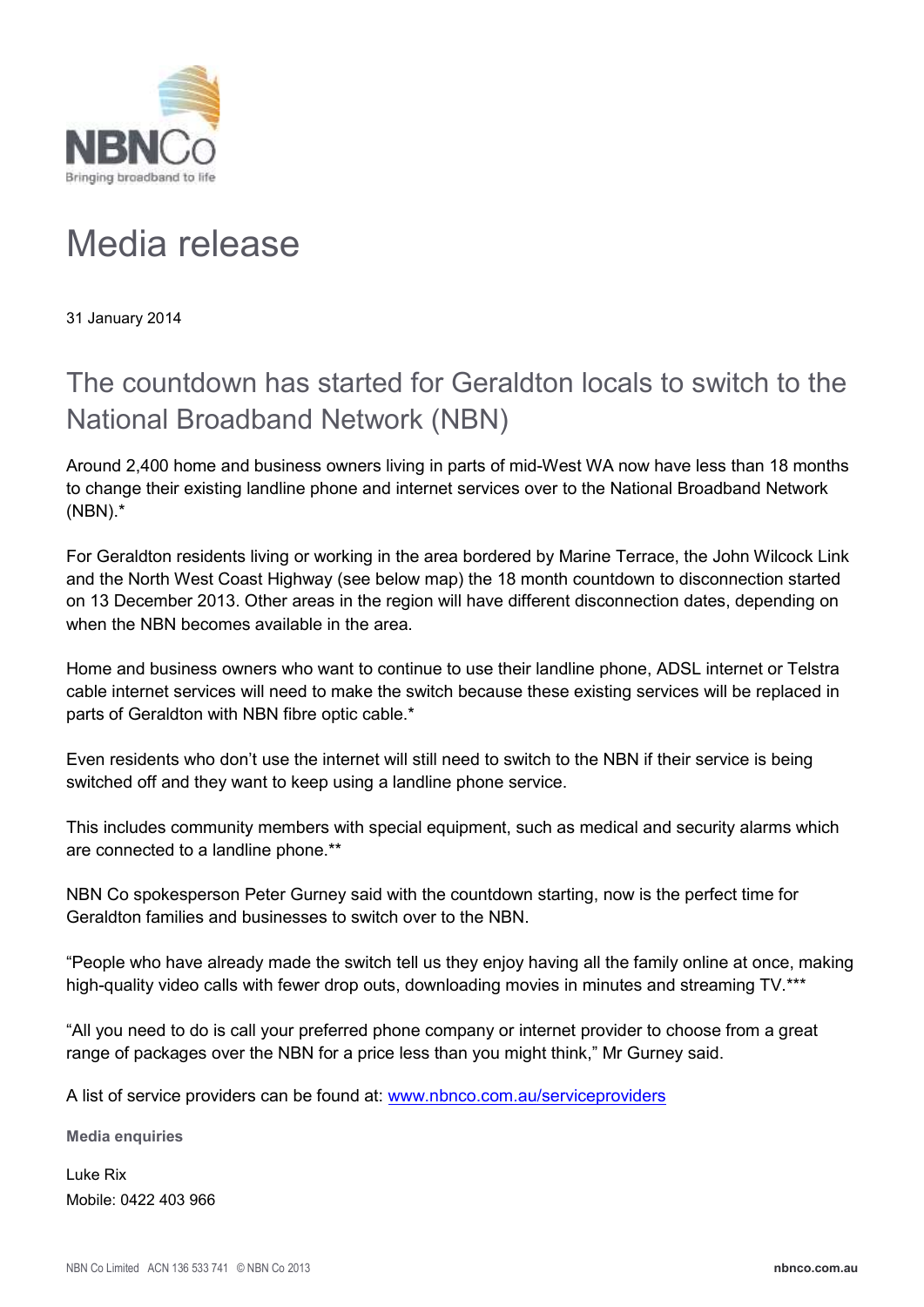NBNCo

Bringing broadband to life

# Media release

31 January 2014

## The countdown has started for Geraldton locals to switch to the National Broadband Network (NBN)

Around 2,400 home and business owners living in parts of mid-West WA now have less than 18 months to change their existing landline phone and internet services over to the National Broadband Network (NBN).*

For Geraldton residents living or working in the area bordered by Marine Terrace, the John Wilcock Link and the North West Coast Highway (see below map) the 18 month countdown to disconnection started on 13 December 2013. Other areas in the region will have different disconnection dates, depending on when the NBN becomes available in the area.

Home and business owners who want to continue to use their landline phone, ADSL internet or Telstra cable internet services will need to make the switch because these existing services will be replaced in parts of Geraldton with NBN fibre optic cable.*

Even residents who don't use the internet will still need to switch to the NBN if their service is being switched off and they want to keep using a landline phone service.

This includes community members with special equipment, such as medical and security alarms which are connected to a landline phone.**

NBN Co spokesperson Peter Gurney said with the countdown starting, now is the perfect time for Geraldton families and businesses to switch over to the NBN.

"People who have already made the switch tell us they enjoy having all the family online at once, making high-quality video calls with fewer drop outs, downloading movies in minutes and streaming TV.***

"All you need to do is call your preferred phone company or internet provider to choose from a great range of packages over the NBN for a price less than you might think," Mr Gurney said.

A list of service providers can be found at: [www.nbnco.com.au/serviceproviders](http://www.nbnco.com.au/serviceproviders)

**Media enquiries**

Luke Rix
Mobile: 0422 403 966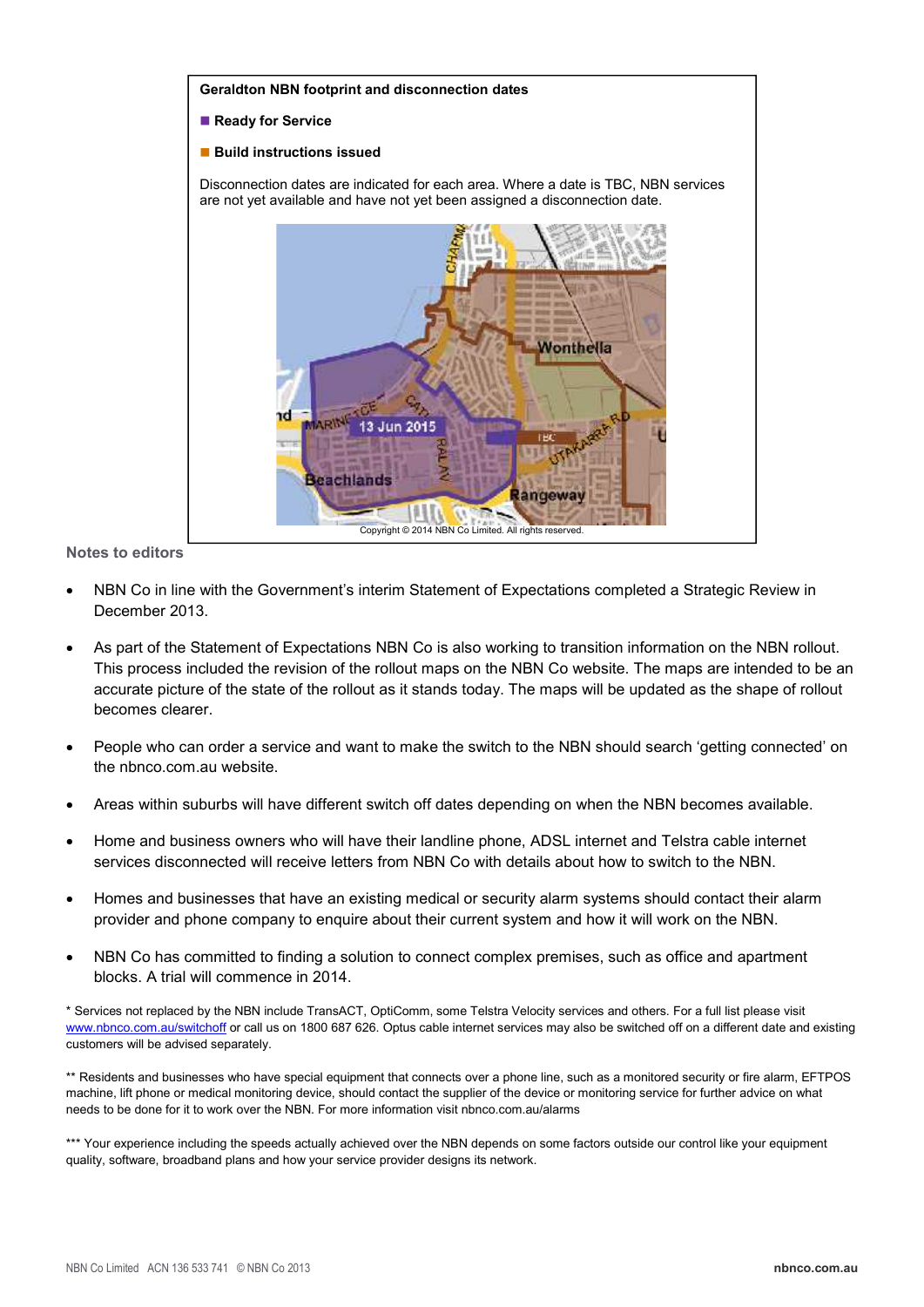**Geraldton NBN footprint and disconnection dates**

■ **Ready for Service**

■ **Build instructions issued**

Disconnection dates are indicated for each area. Where a date is TBC, NBN services are not yet available and have not yet been assigned a disconnection date.

Wonthella

13 Jun 2015

TBC

Beachlands

Rangeway

Copyright © 2014 NBN Co Limited. All rights reserved.

**Notes to editors**

- NBN Co in line with the Government's interim Statement of Expectations completed a Strategic Review in December 2013.
- As part of the Statement of Expectations NBN Co is also working to transition information on the NBN rollout. This process included the revision of the rollout maps on the NBN Co website. The maps are intended to be an accurate picture of the state of the rollout as it stands today. The maps will be updated as the shape of rollout becomes clearer.
- People who can order a service and want to make the switch to the NBN should search 'getting connected' on the nbnco.com.au website.
- Areas within suburbs will have different switch off dates depending on when the NBN becomes available.
- Home and business owners who will have their landline phone, ADSL internet and Telstra cable internet services disconnected will receive letters from NBN Co with details about how to switch to the NBN.
- Homes and businesses that have an existing medical or security alarm systems should contact their alarm provider and phone company to enquire about their current system and how it will work on the NBN.
- NBN Co has committed to finding a solution to connect complex premises, such as office and apartment blocks. A trial will commence in 2014.

\* Services not replaced by the NBN include TransACT, OptiComm, some Telstra Velocity services and others. For a full list please visit www.nbnco.com.au/switchoff or call us on 1800 687 626. Optus cable internet services may also be switched off on a different date and existing customers will be advised separately.

\*\* Residents and businesses who have special equipment that connects over a phone line, such as a monitored security or fire alarm, EFTPOS machine, lift phone or medical monitoring device, should contact the supplier of the device or monitoring service for further advice on what needs to be done for it to work over the NBN. For more information visit nbnco.com.au/alarms

\*\*\* Your experience including the speeds actually achieved over the NBN depends on some factors outside our control like your equipment quality, software, broadband plans and how your service provider designs its network.